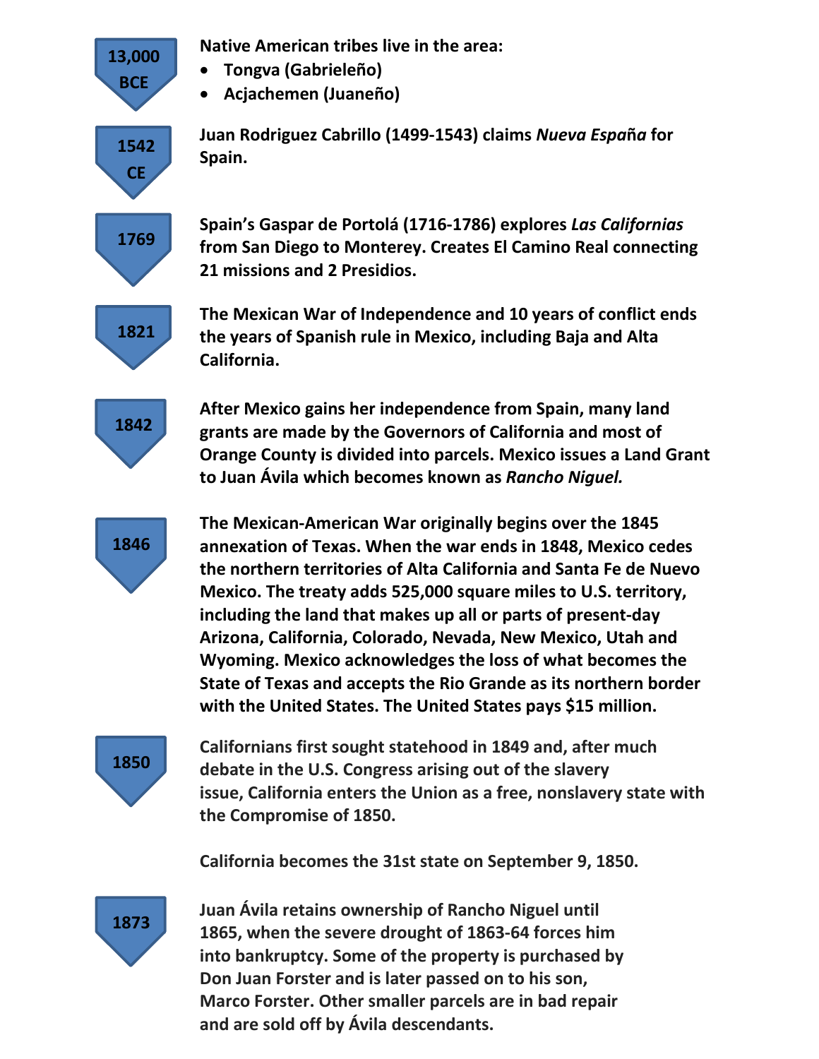**13,000 BCE**

**Native American tribes live in the area:**

- **Tongva (Gabrieleño)**
- **Acjachemen (Juaneño)**

**1542 CE**

**Juan Rodriguez Cabrillo (1499-1543) claims *Nueva España* for Spain.**

**1769**

**Spain's Gaspar de Portolá (1716-1786) explores *Las Californias* from San Diego to Monterey. Creates El Camino Real connecting 21 missions and 2 Presidios.**

**1821**

**The Mexican War of Independence and 10 years of conflict ends the years of Spanish rule in Mexico, including Baja and Alta California.**

**1842**

**After Mexico gains her independence from Spain, many land grants are made by the Governors of California and most of Orange County is divided into parcels. Mexico issues a Land Grant to Juan Ávila which becomes known as *Rancho Niguel.***

**1846**

**The Mexican-American War originally begins over the 1845 annexation of Texas. When the war ends in 1848, Mexico cedes the northern territories of Alta California and Santa Fe de Nuevo Mexico. The treaty adds 525,000 square miles to U.S. territory, including the land that makes up all or parts of present-day Arizona, California, Colorado, Nevada, New Mexico, Utah and Wyoming. Mexico acknowledges the loss of what becomes the State of Texas and accepts the Rio Grande as its northern border with the United States. The United States pays $15 million.**

**1850**

**Californians first sought statehood in 1849 and, after much debate in the U.S. Congress arising out of the slavery issue, California enters the Union as a free, nonslavery state with the Compromise of 1850.**

**California becomes the 31st state on September 9, 1850.**

**1873**

**Juan Ávila retains ownership of Rancho Niguel until 1865, when the severe drought of 1863-64 forces him into bankruptcy. Some of the property is purchased by Don Juan Forster and is later passed on to his son, Marco Forster. Other smaller parcels are in bad repair and are sold off by Ávila descendants.**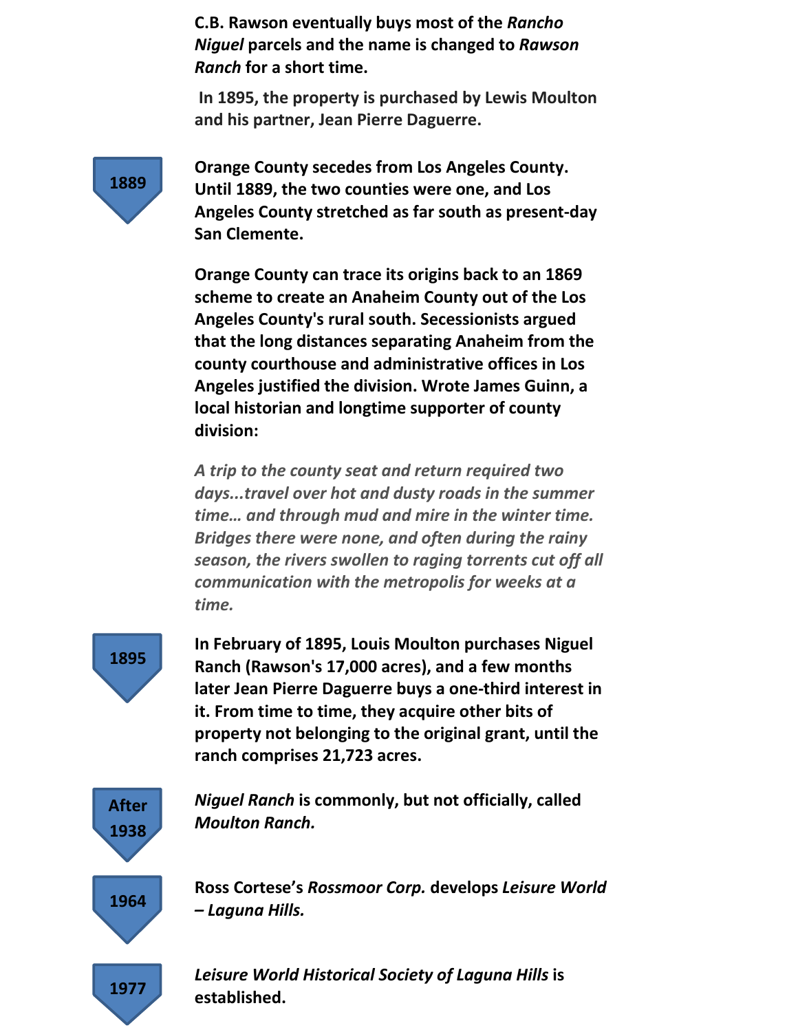**C.B. Rawson eventually buys most of the *Rancho Niguel* parcels and the name is changed to *Rawson Ranch* for a short time.**

**In 1895, the property is purchased by Lewis Moulton and his partner, Jean Pierre Daguerre.**

**1889**

**Orange County secedes from Los Angeles County. Until 1889, the two counties were one, and Los Angeles County stretched as far south as present-day San Clemente.**

**Orange County can trace its origins back to an 1869 scheme to create an Anaheim County out of the Los Angeles County's rural south. Secessionists argued that the long distances separating Anaheim from the county courthouse and administrative offices in Los Angeles justified the division. Wrote James Guinn, a local historian and longtime supporter of county division:**

***A trip to the county seat and return required two days...travel over hot and dusty roads in the summer time… and through mud and mire in the winter time. Bridges there were none, and often during the rainy season, the rivers swollen to raging torrents cut off all communication with the metropolis for weeks at a time.***

**1895**

**In February of 1895, Louis Moulton purchases Niguel Ranch (Rawson's 17,000 acres), and a few months later Jean Pierre Daguerre buys a one-third interest in it. From time to time, they acquire other bits of property not belonging to the original grant, until the ranch comprises 21,723 acres.**

**After 1938**

***Niguel Ranch* is commonly, but not officially, called *Moulton Ranch.***

**1964**

**Ross Cortese's *Rossmoor Corp.* develops *Leisure World – Laguna Hills.***

**1977**

***Leisure World Historical Society of Laguna Hills* is established.**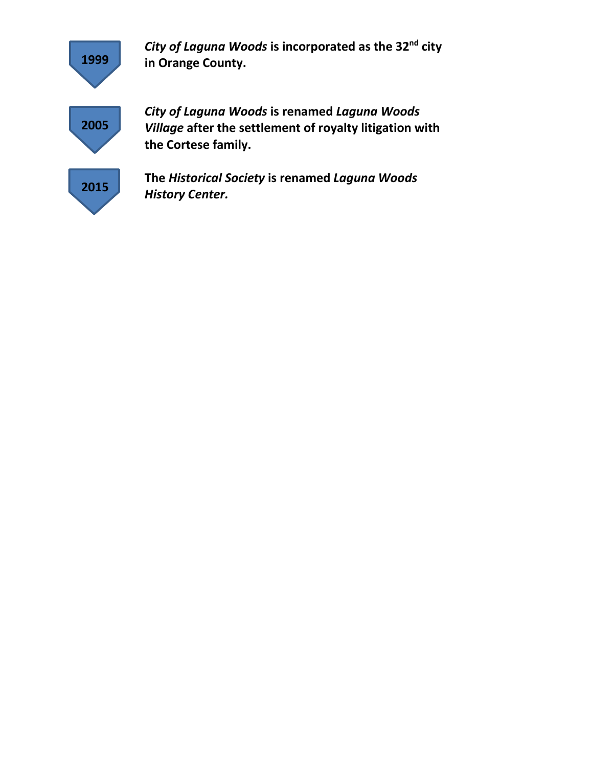**1999**

***City of Laguna Woods*** **is incorporated as the 32nd city in Orange County.**

**2005**

***City of Laguna Woods*** **is renamed** ***Laguna Woods Village*** **after the settlement of royalty litigation with the Cortese family.**

**2015**

**The** ***Historical Society*** **is renamed** ***Laguna Woods History Center.***